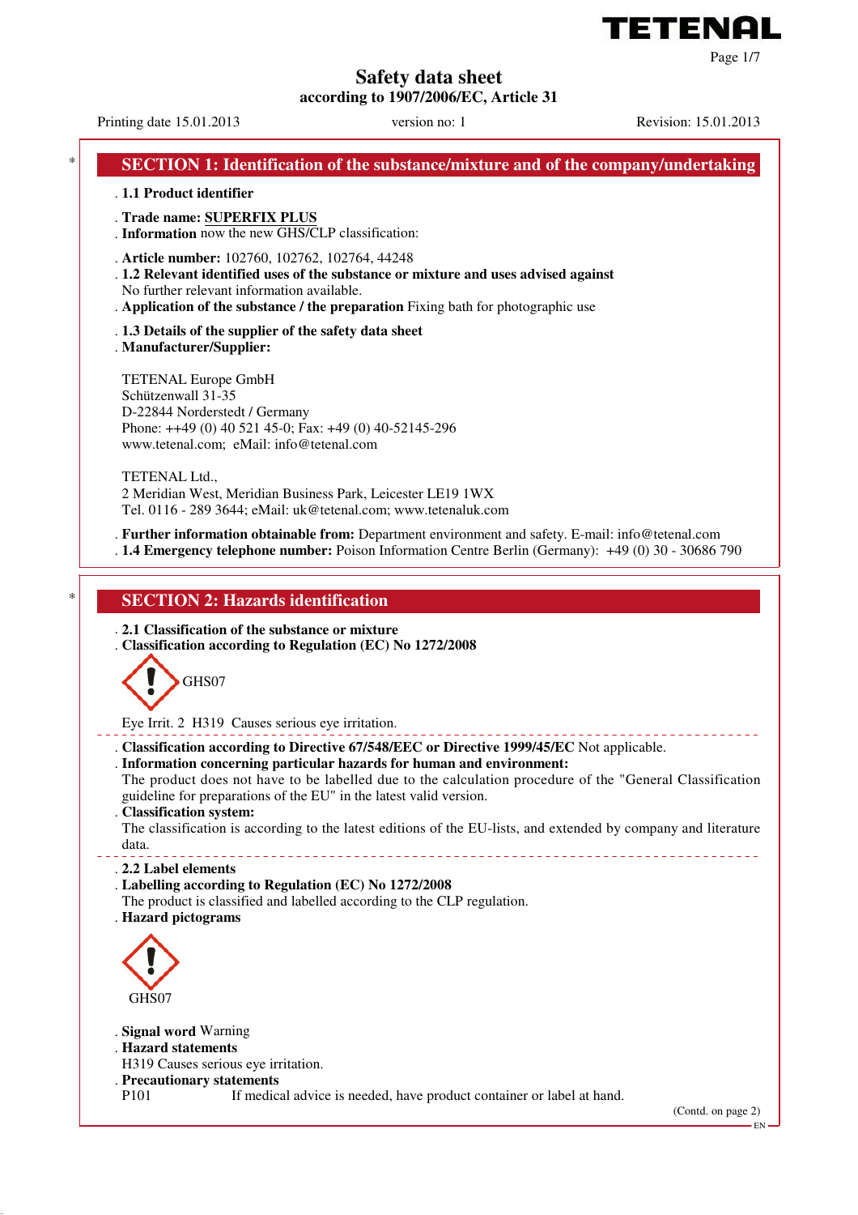# Safety data sheet

**according to 1907/2006/EC, Article 31**

Printing date 15.01.2013 version no: 1 Revision: 15.01.2013

## SECTION 1: Identification of the substance/mixture and of the company/undertaking

· **1.1 Product identifier**

· **Trade name: SUPERFIX PLUS**
· **Information** now the new GHS/CLP classification:

· **Article number:** 102760, 102762, 102764, 44248
· **1.2 Relevant identified uses of the substance or mixture and uses advised against**
No further relevant information available.
· **Application of the substance / the preparation** Fixing bath for photographic use

· **1.3 Details of the supplier of the safety data sheet**
· **Manufacturer/Supplier:**

TETENAL Europe GmbH
Schützenwall 31-35
D-22844 Norderstedt / Germany
Phone: ++49 (0) 40 521 45-0; Fax: +49 (0) 40-52145-296
www.tetenal.com; eMail: info@tetenal.com

TETENAL Ltd.,
2 Meridian West, Meridian Business Park, Leicester LE19 1WX
Tel. 0116 - 289 3644; eMail: uk@tetenal.com; www.tetenaluk.com

· **Further information obtainable from:** Department environment and safety. E-mail: info@tetenal.com
· **1.4 Emergency telephone number:** Poison Information Centre Berlin (Germany): +49 (0) 30 - 30686 790

## SECTION 2: Hazards identification

· **2.1 Classification of the substance or mixture**
· **Classification according to Regulation (EC) No 1272/2008**

GHS07

Eye Irrit. 2 H319 Causes serious eye irritation.

· **Classification according to Directive 67/548/EEC or Directive 1999/45/EC** Not applicable.
· **Information concerning particular hazards for human and environment:**
The product does not have to be labelled due to the calculation procedure of the "General Classification guideline for preparations of the EU" in the latest valid version.
· **Classification system:**
The classification is according to the latest editions of the EU-lists, and extended by company and literature data.

· **2.2 Label elements**
· **Labelling according to Regulation (EC) No 1272/2008**
The product is classified and labelled according to the CLP regulation.
· **Hazard pictograms**

GHS07

· **Signal word** Warning
· **Hazard statements**
H319 Causes serious eye irritation.
· **Precautionary statements**
P101 If medical advice is needed, have product container or label at hand.

(Contd. on page 2)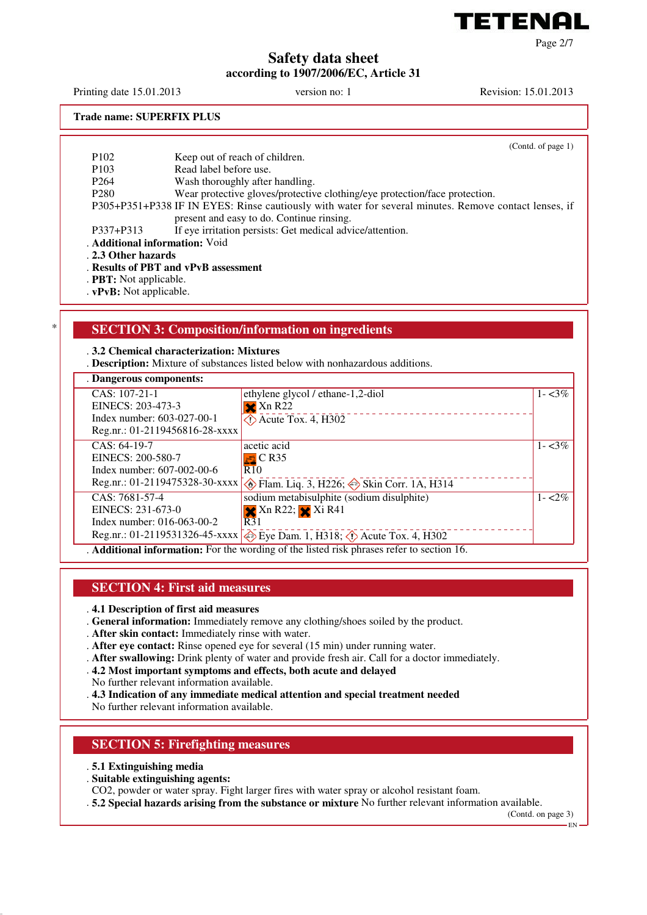Safety data sheet
according to 1907/2006/EC, Article 31

Printing date 15.01.2013 version no: 1 Revision: 15.01.2013

**Trade name: SUPERFIX PLUS**

(Contd. of page 1)

| | |
|---|---|
| P102 | Keep out of reach of children. |
| P103 | Read label before use. |
| P264 | Wash thoroughly after handling. |
| P280 | Wear protective gloves/protective clothing/eye protection/face protection. |
| P305+P351+P338 | IF IN EYES: Rinse cautiously with water for several minutes. Remove contact lenses, if present and easy to do. Continue rinsing. |
| P337+P313 | If eye irritation persists: Get medical advice/attention. |

· **Additional information:** Void
· **2.3 Other hazards**
· **Results of PBT and vPvB assessment**
· **PBT:** Not applicable.
· **vPvB:** Not applicable.

## SECTION 3: Composition/information on ingredients

· **3.2 Chemical characterization: Mixtures**
· **Description:** Mixture of substances listed below with nonhazardous additions.

· **Dangerous components:**

| Identifiers | Substance / Classification | Concentration |
|---|---|---|
| CAS: 107-21-1<br>EINECS: 203-473-3<br>Index number: 603-027-00-1<br>Reg.nr.: 01-2119456816-28-xxxx | ethylene glycol / ethane-1,2-diol<br>Xn R22<br>Acute Tox. 4, H302 | 1- <3% |
| CAS: 64-19-7<br>EINECS: 200-580-7<br>Index number: 607-002-00-6<br>Reg.nr.: 01-2119475328-30-xxxx | acetic acid<br>C R35<br>R10<br>Flam. Liq. 3, H226; Skin Corr. 1A, H314 | 1- <3% |
| CAS: 7681-57-4<br>EINECS: 231-673-0<br>Index number: 016-063-00-2<br>Reg.nr.: 01-2119531326-45-xxxx | sodium metabisulphite (sodium disulphite)<br>Xn R22; Xi R41<br>R31<br>Eye Dam. 1, H318; Acute Tox. 4, H302 | 1- <2% |

· **Additional information:** For the wording of the listed risk phrases refer to section 16.

## SECTION 4: First aid measures

· **4.1 Description of first aid measures**
· **General information:** Immediately remove any clothing/shoes soiled by the product.
· **After skin contact:** Immediately rinse with water.
· **After eye contact:** Rinse opened eye for several (15 min) under running water.
· **After swallowing:** Drink plenty of water and provide fresh air. Call for a doctor immediately.
· **4.2 Most important symptoms and effects, both acute and delayed**
No further relevant information available.
· **4.3 Indication of any immediate medical attention and special treatment needed**
No further relevant information available.

## SECTION 5: Firefighting measures

· **5.1 Extinguishing media**
· **Suitable extinguishing agents:**
$CO_2$, powder or water spray. Fight larger fires with water spray or alcohol resistant foam.
· **5.2 Special hazards arising from the substance or mixture** No further relevant information available.

(Contd. on page 3)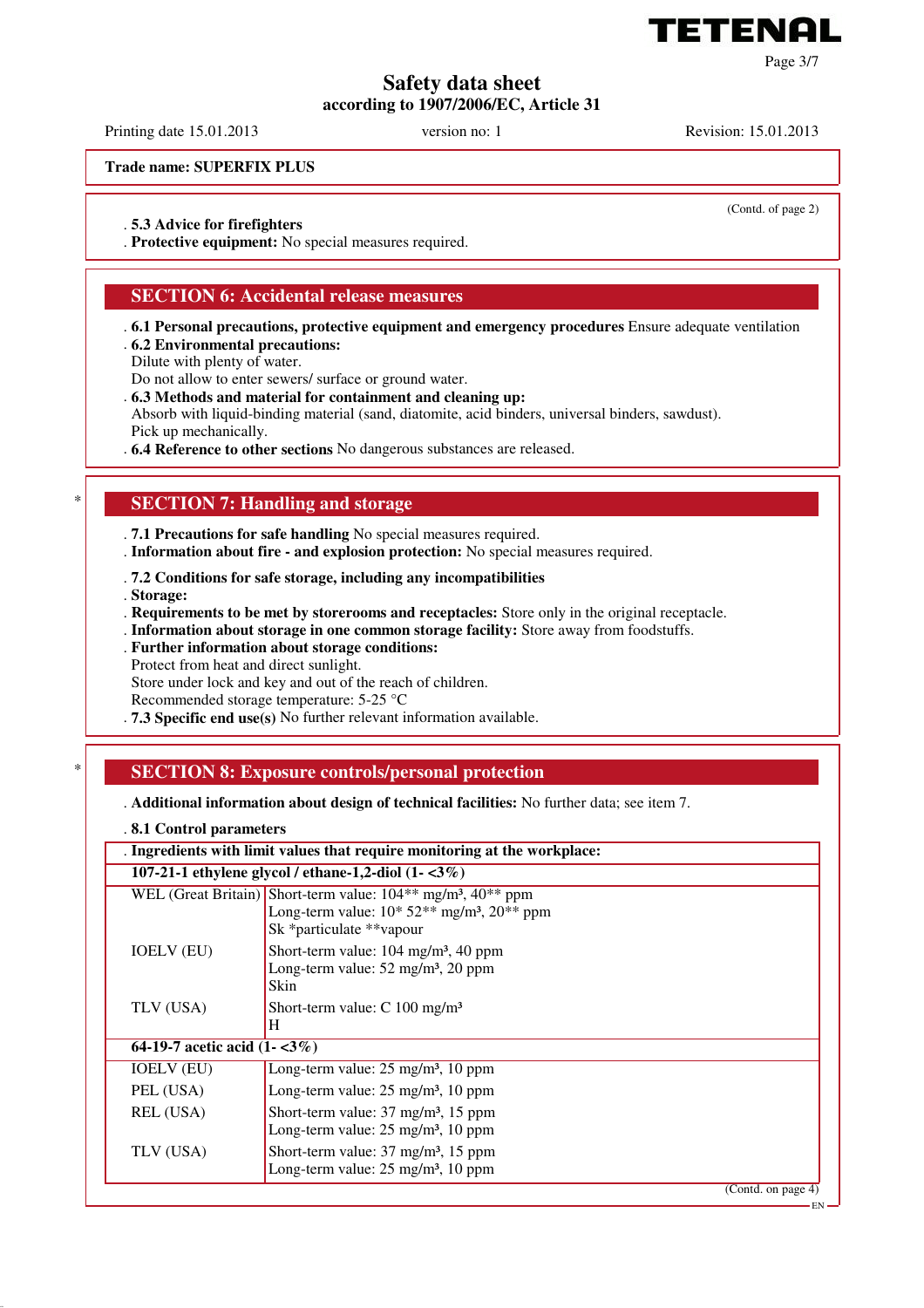Trade name: SUPERFIX PLUS

(Contd. of page 2)

. **5.3 Advice for firefighters**
. **Protective equipment:** No special measures required.

## SECTION 6: Accidental release measures

. **6.1 Personal precautions, protective equipment and emergency procedures** Ensure adequate ventilation
. **6.2 Environmental precautions:**
Dilute with plenty of water.
Do not allow to enter sewers/ surface or ground water.
. **6.3 Methods and material for containment and cleaning up:**
Absorb with liquid-binding material (sand, diatomite, acid binders, universal binders, sawdust).
Pick up mechanically.
. **6.4 Reference to other sections** No dangerous substances are released.

## * SECTION 7: Handling and storage

. **7.1 Precautions for safe handling** No special measures required.
. **Information about fire - and explosion protection:** No special measures required.

. **7.2 Conditions for safe storage, including any incompatibilities**
. **Storage:**
. **Requirements to be met by storerooms and receptacles:** Store only in the original receptacle.
. **Information about storage in one common storage facility:** Store away from foodstuffs.
. **Further information about storage conditions:**
Protect from heat and direct sunlight.
Store under lock and key and out of the reach of children.
Recommended storage temperature: 5-25 °C
. **7.3 Specific end use(s)** No further relevant information available.

## * SECTION 8: Exposure controls/personal protection

. **Additional information about design of technical facilities:** No further data; see item 7.

. **8.1 Control parameters**

| . **Ingredients with limit values that require monitoring at the workplace:** | |
|---|---|
| **107-21-1 ethylene glycol / ethane-1,2-diol (1- <3%)** | |
| WEL (Great Britain) | Short-term value: 104** mg/m³, 40** ppm<br>Long-term value: 10* 52** mg/m³, 20** ppm<br>Sk *particulate **vapour |
| IOELV (EU) | Short-term value: 104 mg/m³, 40 ppm<br>Long-term value: 52 mg/m³, 20 ppm<br>Skin |
| TLV (USA) | Short-term value: C 100 mg/m³<br>H |
| **64-19-7 acetic acid (1- <3%)** | |
| IOELV (EU) | Long-term value: 25 mg/m³, 10 ppm |
| PEL (USA) | Long-term value: 25 mg/m³, 10 ppm |
| REL (USA) | Short-term value: 37 mg/m³, 15 ppm<br>Long-term value: 25 mg/m³, 10 ppm |
| TLV (USA) | Short-term value: 37 mg/m³, 15 ppm<br>Long-term value: 25 mg/m³, 10 ppm |

(Contd. on page 4)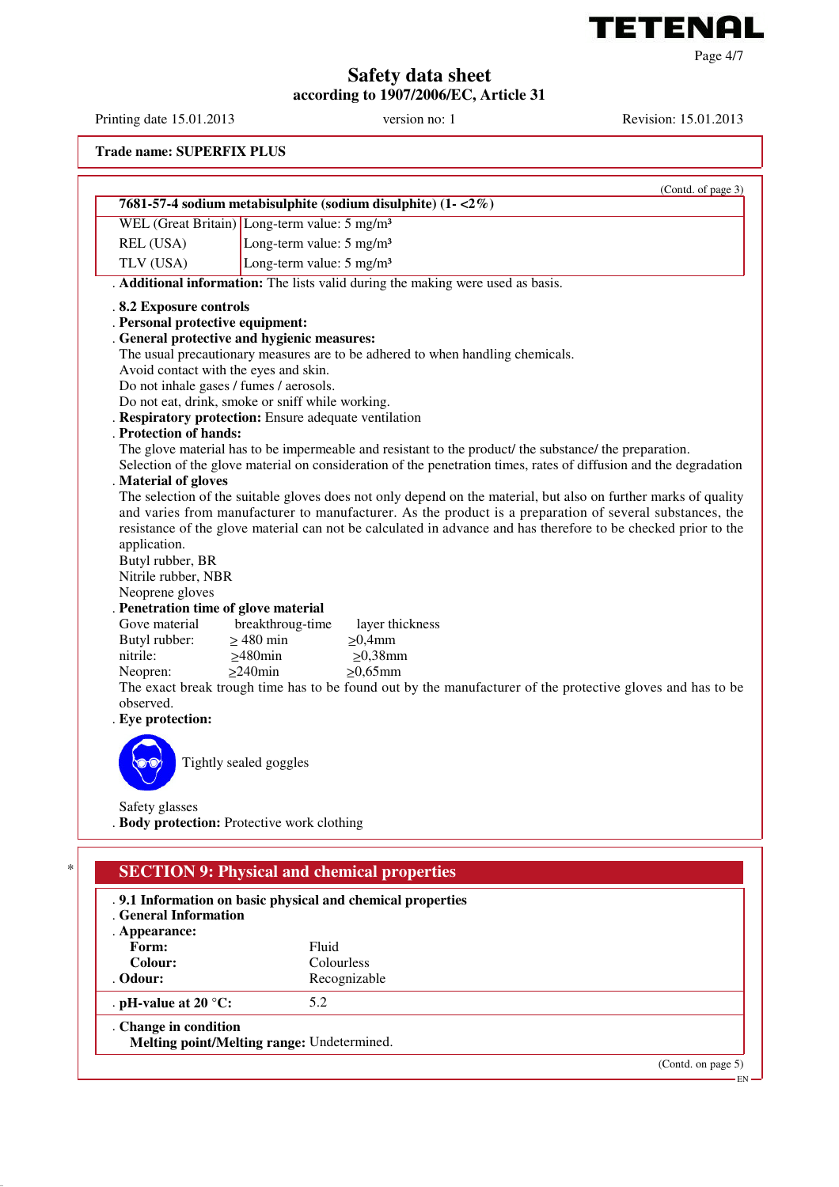Trade name: SUPERFIX PLUS

(Contd. of page 3)

| 7681-57-4 sodium metabisulphite (sodium disulphite) (1- <2%) | |
|---|---|
| WEL (Great Britain) | Long-term value: 5 mg/m³ |
| REL (USA) | Long-term value: 5 mg/m³ |
| TLV (USA) | Long-term value: 5 mg/m³ |

. **Additional information:** The lists valid during the making were used as basis.

. **8.2 Exposure controls**
. **Personal protective equipment:**
. **General protective and hygienic measures:**
The usual precautionary measures are to be adhered to when handling chemicals.
Avoid contact with the eyes and skin.
Do not inhale gases / fumes / aerosols.
Do not eat, drink, smoke or sniff while working.
. **Respiratory protection:** Ensure adequate ventilation
. **Protection of hands:**
The glove material has to be impermeable and resistant to the product/ the substance/ the preparation.
Selection of the glove material on consideration of the penetration times, rates of diffusion and the degradation
. **Material of gloves**
The selection of the suitable gloves does not only depend on the material, but also on further marks of quality and varies from manufacturer to manufacturer. As the product is a preparation of several substances, the resistance of the glove material can not be calculated in advance and has therefore to be checked prior to the application.
Butyl rubber, BR
Nitrile rubber, NBR
Neoprene gloves
. **Penetration time of glove material**

| Gove material | breakthroug-time | layer thickness |
|---|---|---|
| Butyl rubber: | ≥ 480 min | ≥0,4mm |
| nitrile: | ≥480min | ≥0,38mm |
| Neopren: | ≥240min | ≥0,65mm |

The exact break trough time has to be found out by the manufacturer of the protective gloves and has to be observed.
. **Eye protection:**

Tightly sealed goggles

Safety glasses
. **Body protection:** Protective work clothing

## SECTION 9: Physical and chemical properties

. **9.1 Information on basic physical and chemical properties**
. **General Information**
. **Appearance:**

| | |
|---|---|
| **Form:** | Fluid |
| **Colour:** | Colourless |
| . **Odour:** | Recognizable |
| . **pH-value at 20 °C:** | 5.2 |

. **Change in condition**
**Melting point/Melting range:** Undetermined.

(Contd. on page 5)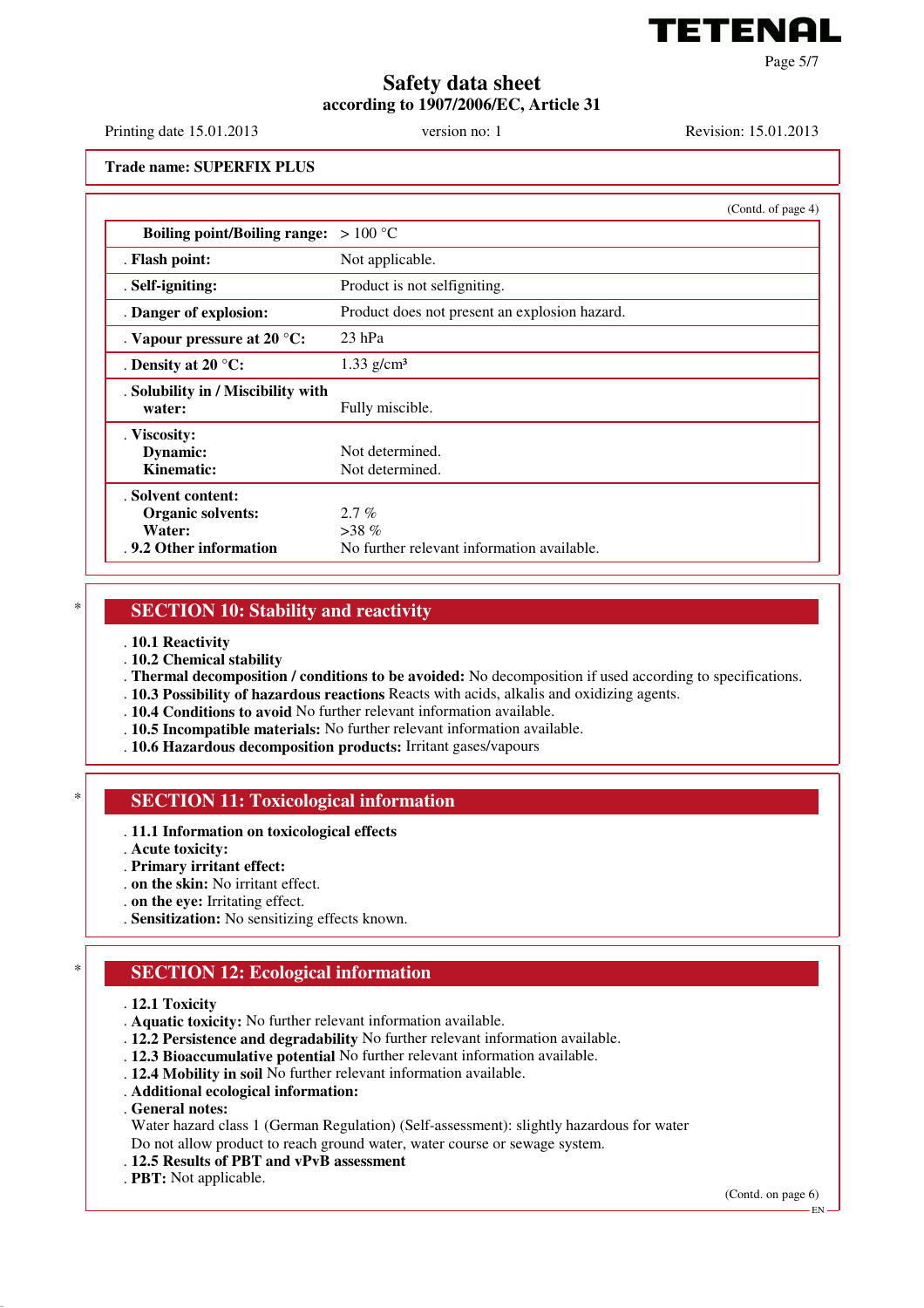**Trade name: SUPERFIX PLUS**

(Contd. of page 4)

| | |
|---|---|
| **Boiling point/Boiling range:** | > 100 °C |
| . **Flash point:** | Not applicable. |
| . **Self-igniting:** | Product is not selfigniting. |
| . **Danger of explosion:** | Product does not present an explosion hazard. |
| . **Vapour pressure at 20 °C:** | 23 hPa |
| . **Density at 20 °C:** | 1.33 g/cm³ |
| . **Solubility in / Miscibility with water:** | Fully miscible. |
| . **Viscosity:** | |
| **Dynamic:** | Not determined. |
| **Kinematic:** | Not determined. |
| . **Solvent content:** | |
| **Organic solvents:** | 2.7 % |
| **Water:** | >38 % |
| . **9.2 Other information** | No further relevant information available. |

## SECTION 10: Stability and reactivity

. **10.1 Reactivity**
. **10.2 Chemical stability**
. **Thermal decomposition / conditions to be avoided:** No decomposition if used according to specifications.
. **10.3 Possibility of hazardous reactions** Reacts with acids, alkalis and oxidizing agents.
. **10.4 Conditions to avoid** No further relevant information available.
. **10.5 Incompatible materials:** No further relevant information available.
. **10.6 Hazardous decomposition products:** Irritant gases/vapours

## SECTION 11: Toxicological information

. **11.1 Information on toxicological effects**
. **Acute toxicity:**
. **Primary irritant effect:**
. **on the skin:** No irritant effect.
. **on the eye:** Irritating effect.
. **Sensitization:** No sensitizing effects known.

## SECTION 12: Ecological information

. **12.1 Toxicity**
. **Aquatic toxicity:** No further relevant information available.
. **12.2 Persistence and degradability** No further relevant information available.
. **12.3 Bioaccumulative potential** No further relevant information available.
. **12.4 Mobility in soil** No further relevant information available.
. **Additional ecological information:**
. **General notes:**
Water hazard class 1 (German Regulation) (Self-assessment): slightly hazardous for water
Do not allow product to reach ground water, water course or sewage system.
. **12.5 Results of PBT and vPvB assessment**
. **PBT:** Not applicable.

(Contd. on page 6)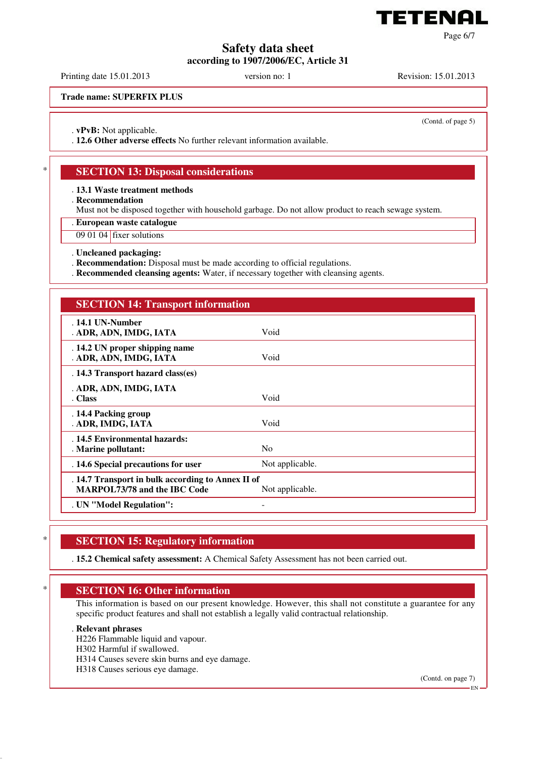**Trade name: SUPERFIX PLUS**

(Contd. of page 5)

. **vPvB:** Not applicable.
. **12.6 Other adverse effects** No further relevant information available.

\*

## SECTION 13: Disposal considerations

. **13.1 Waste treatment methods**
. **Recommendation**
Must not be disposed together with household garbage. Do not allow product to reach sewage system.

| . **European waste catalogue** | |
|---|---|
| 09 01 04 | fixer solutions |

. **Uncleaned packaging:**
. **Recommendation:** Disposal must be made according to official regulations.
. **Recommended cleansing agents:** Water, if necessary together with cleansing agents.

## SECTION 14: Transport information

| | |
|---|---|
| . **14.1 UN-Number**<br>. **ADR, ADN, IMDG, IATA** | Void |
| . **14.2 UN proper shipping name**<br>. **ADR, ADN, IMDG, IATA** | Void |
| . **14.3 Transport hazard class(es)**<br>. **ADR, ADN, IMDG, IATA**<br>. **Class** | Void |
| . **14.4 Packing group**<br>. **ADR, IMDG, IATA** | Void |
| . **14.5 Environmental hazards:**<br>. **Marine pollutant:** | No |
| . **14.6 Special precautions for user** | Not applicable. |
| . **14.7 Transport in bulk according to Annex II of MARPOL73/78 and the IBC Code** | Not applicable. |
| . **UN "Model Regulation":** | - |

\*

## SECTION 15: Regulatory information

. **15.2 Chemical safety assessment:** A Chemical Safety Assessment has not been carried out.

\*

## SECTION 16: Other information

This information is based on our present knowledge. However, this shall not constitute a guarantee for any specific product features and shall not establish a legally valid contractual relationship.

. **Relevant phrases**
H226 Flammable liquid and vapour.
H302 Harmful if swallowed.
H314 Causes severe skin burns and eye damage.
H318 Causes serious eye damage.

(Contd. on page 7)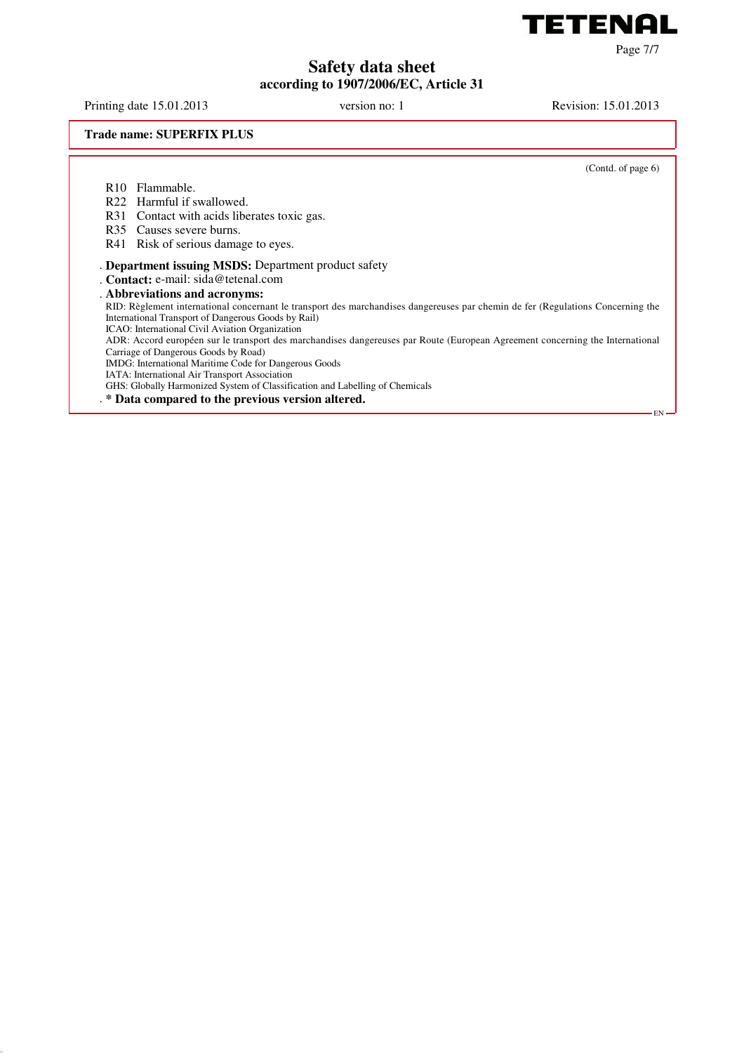(Contd. of page 6)

R10 Flammable.
R22 Harmful if swallowed.
R31 Contact with acids liberates toxic gas.
R35 Causes severe burns.
R41 Risk of serious damage to eyes.

· **Department issuing MSDS:** Department product safety
· **Contact:** e-mail: sida@tetenal.com
· **Abbreviations and acronyms:**
RID: Règlement international concernant le transport des marchandises dangereuses par chemin de fer (Regulations Concerning the International Transport of Dangerous Goods by Rail)
ICAO: International Civil Aviation Organization
ADR: Accord européen sur le transport des marchandises dangereuses par Route (European Agreement concerning the International Carriage of Dangerous Goods by Road)
IMDG: International Maritime Code for Dangerous Goods
IATA: International Air Transport Association
GHS: Globally Harmonized System of Classification and Labelling of Chemicals
· *** Data compared to the previous version altered.**